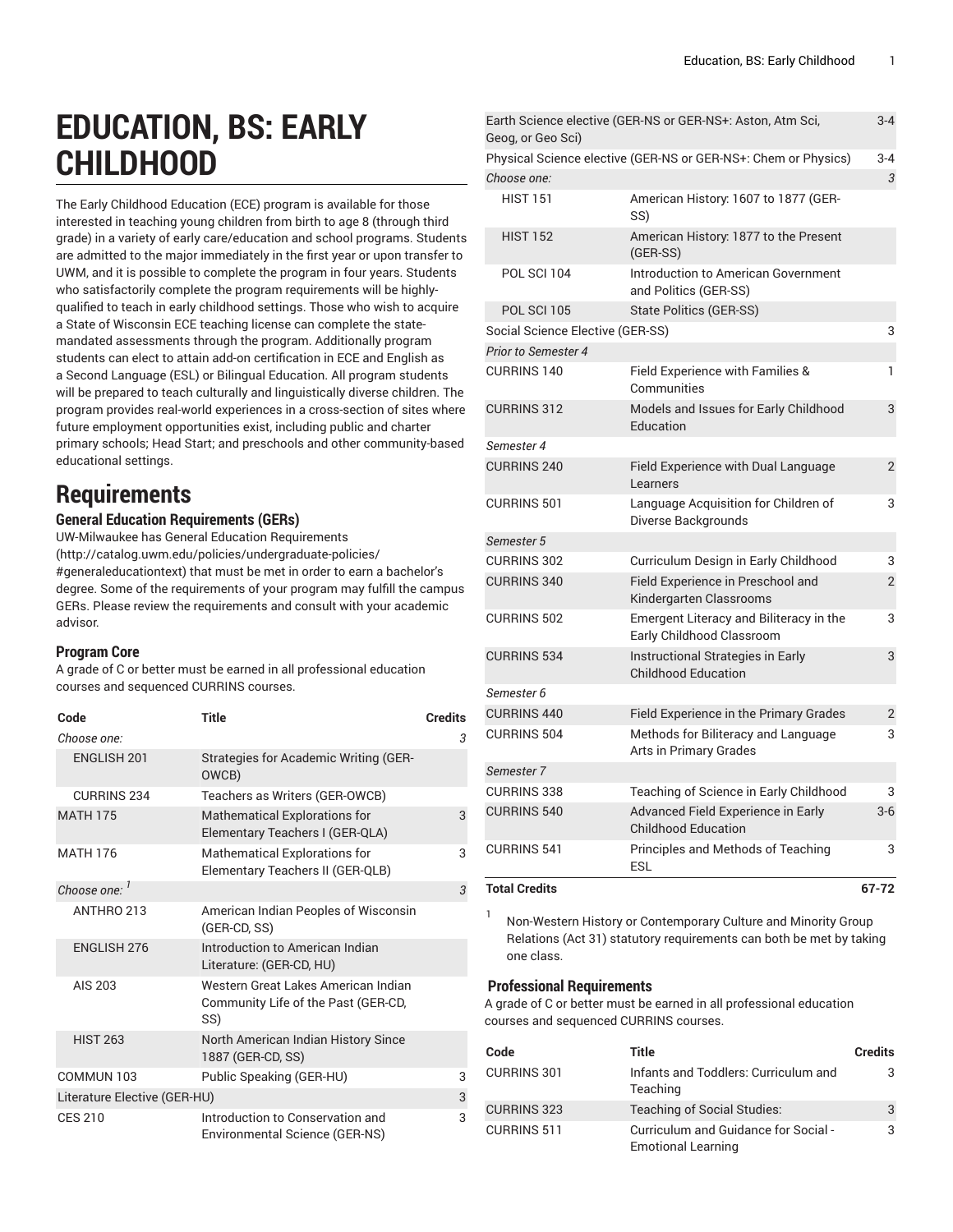# EDUCATION, BS: EARLY CHILDHOOD

The Early Childhood Education (ECE) program is available for those interested in teaching young children from birth to age 8 (through third grade) in a variety of early care/education and school programs. Students are admitted to the major immediately in the first year or upon transfer to UWM, and it is possible to complete the program in four years. Students who satisfactorily complete the program requirements will be highly-qualified to teach in early childhood settings. Those who wish to acquire a State of Wisconsin ECE teaching license can complete the state-mandated assessments through the program. Additionally program students can elect to attain add-on certification in ECE and English as a Second Language (ESL) or Bilingual Education. All program students will be prepared to teach culturally and linguistically diverse children. The program provides real-world experiences in a cross-section of sites where future employment opportunities exist, including public and charter primary schools; Head Start; and preschools and other community-based educational settings.

## Requirements

### General Education Requirements (GERs)

UW-Milwaukee has General Education Requirements (http://catalog.uwm.edu/policies/undergraduate-policies/#generaleducationtext) that must be met in order to earn a bachelor's degree. Some of the requirements of your program may fulfill the campus GERs. Please review the requirements and consult with your academic advisor.

### Program Core

A grade of C or better must be earned in all professional education courses and sequenced CURRINS courses.

| Code | Title | Credits |
|---|---|---|
| *Choose one:* | | *3* |
| ENGLISH 201 | Strategies for Academic Writing (GER-OWCB) | |
| CURRINS 234 | Teachers as Writers (GER-OWCB) | |
| MATH 175 | Mathematical Explorations for Elementary Teachers I (GER-QLA) | 3 |
| MATH 176 | Mathematical Explorations for Elementary Teachers II (GER-QLB) | 3 |
| *Choose one:* [1] | | *3* |
| ANTHRO 213 | American Indian Peoples of Wisconsin (GER-CD, SS) | |
| ENGLISH 276 | Introduction to American Indian Literature: (GER-CD, HU) | |
| AIS 203 | Western Great Lakes American Indian Community Life of the Past (GER-CD, SS) | |
| HIST 263 | North American Indian History Since 1887 (GER-CD, SS) | |
| COMMUN 103 | Public Speaking (GER-HU) | 3 |
| Literature Elective (GER-HU) | | 3 |
| CES 210 | Introduction to Conservation and Environmental Science (GER-NS) | 3 |
| Earth Science elective (GER-NS or GER-NS+: Aston, Atm Sci, Geog, or Geo Sci) | | 3-4 |
| Physical Science elective (GER-NS or GER-NS+: Chem or Physics) | | 3-4 |
| *Choose one:* | | *3* |
| HIST 151 | American History: 1607 to 1877 (GER-SS) | |
| HIST 152 | American History: 1877 to the Present (GER-SS) | |
| POL SCI 104 | Introduction to American Government and Politics (GER-SS) | |
| POL SCI 105 | State Politics (GER-SS) | |
| Social Science Elective (GER-SS) | | 3 |
| *Prior to Semester 4* | | |
| CURRINS 140 | Field Experience with Families & Communities | 1 |
| CURRINS 312 | Models and Issues for Early Childhood Education | 3 |
| *Semester 4* | | |
| CURRINS 240 | Field Experience with Dual Language Learners | 2 |
| CURRINS 501 | Language Acquisition for Children of Diverse Backgrounds | 3 |
| *Semester 5* | | |
| CURRINS 302 | Curriculum Design in Early Childhood | 3 |
| CURRINS 340 | Field Experience in Preschool and Kindergarten Classrooms | 2 |
| CURRINS 502 | Emergent Literacy and Biliteracy in the Early Childhood Classroom | 3 |
| CURRINS 534 | Instructional Strategies in Early Childhood Education | 3 |
| *Semester 6* | | |
| CURRINS 440 | Field Experience in the Primary Grades | 2 |
| CURRINS 504 | Methods for Biliteracy and Language Arts in Primary Grades | 3 |
| *Semester 7* | | |
| CURRINS 338 | Teaching of Science in Early Childhood | 3 |
| CURRINS 540 | Advanced Field Experience in Early Childhood Education | 3-6 |
| CURRINS 541 | Principles and Methods of Teaching ESL | 3 |
| **Total Credits** | | **67-72** |

[1] Non-Western History or Contemporary Culture and Minority Group Relations (Act 31) statutory requirements can both be met by taking one class.

### Professional Requirements

A grade of C or better must be earned in all professional education courses and sequenced CURRINS courses.

| Code | Title | Credits |
|---|---|---|
| CURRINS 301 | Infants and Toddlers: Curriculum and Teaching | 3 |
| CURRINS 323 | Teaching of Social Studies: | 3 |
| CURRINS 511 | Curriculum and Guidance for Social - Emotional Learning | 3 |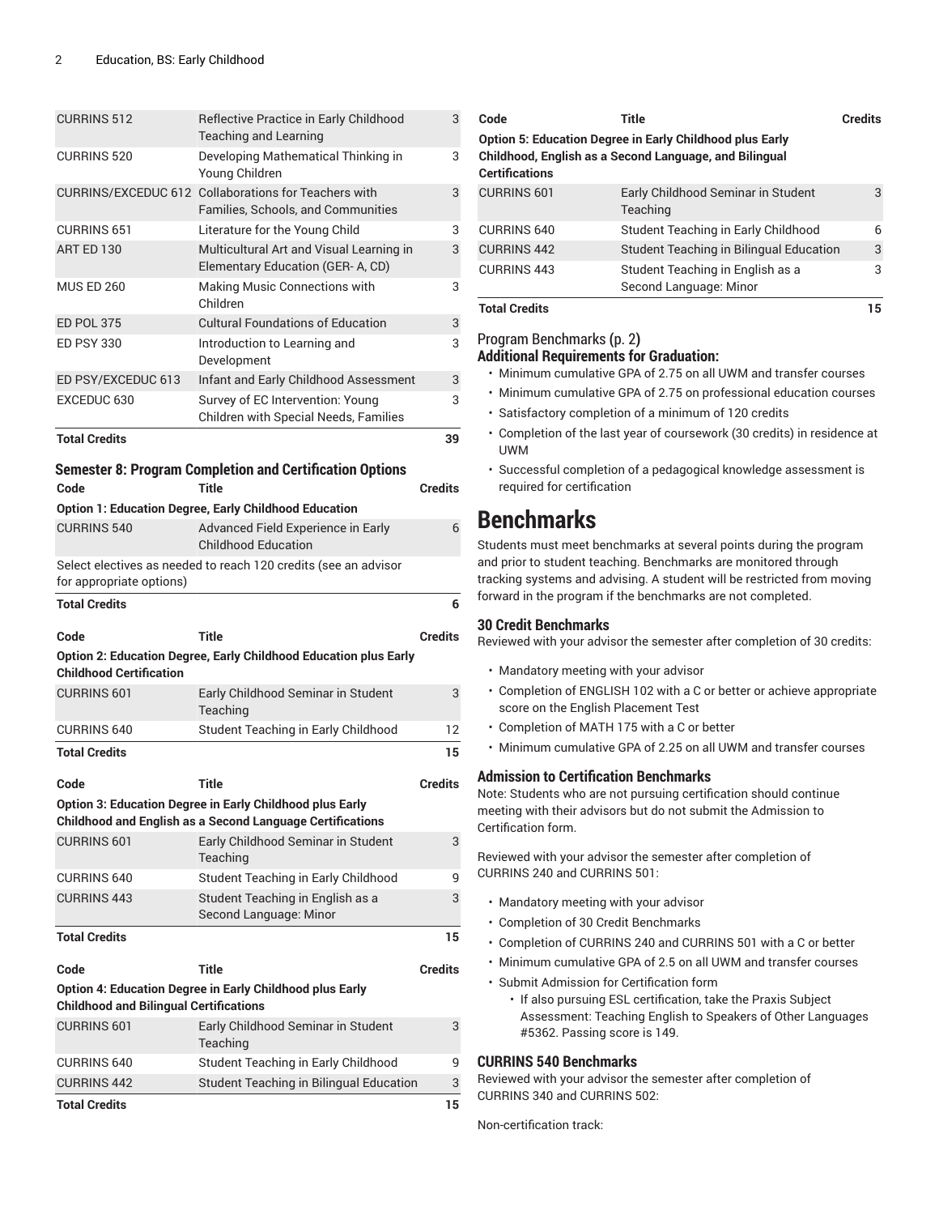| Code | Title | Credits |
|---|---|---|
| CURRINS 512 | Reflective Practice in Early Childhood Teaching and Learning | 3 |
| CURRINS 520 | Developing Mathematical Thinking in Young Children | 3 |
| CURRINS/EXCEDUC 612 | Collaborations for Teachers with Families, Schools, and Communities | 3 |
| CURRINS 651 | Literature for the Young Child | 3 |
| ART ED 130 | Multicultural Art and Visual Learning in Elementary Education (GER- A, CD) | 3 |
| MUS ED 260 | Making Music Connections with Children | 3 |
| ED POL 375 | Cultural Foundations of Education | 3 |
| ED PSY 330 | Introduction to Learning and Development | 3 |
| ED PSY/EXCEDUC 613 | Infant and Early Childhood Assessment | 3 |
| EXCEDUC 630 | Survey of EC Intervention: Young Children with Special Needs, Families | 3 |
| **Total Credits** | | **39** |

### Semester 8: Program Completion and Certification Options

| Code | Title | Credits |
|---|---|---|
| **Option 1: Education Degree, Early Childhood Education** | | |
| CURRINS 540 | Advanced Field Experience in Early Childhood Education | 6 |
| Select electives as needed to reach 120 credits (see an advisor for appropriate options) | | |
| **Total Credits** | | **6** |

| Code | Title | Credits |
|---|---|---|
| **Option 2: Education Degree, Early Childhood Education plus Early Childhood Certification** | | |
| CURRINS 601 | Early Childhood Seminar in Student Teaching | 3 |
| CURRINS 640 | Student Teaching in Early Childhood | 12 |
| **Total Credits** | | **15** |

| Code | Title | Credits |
|---|---|---|
| **Option 3: Education Degree in Early Childhood plus Early Childhood and English as a Second Language Certifications** | | |
| CURRINS 601 | Early Childhood Seminar in Student Teaching | 3 |
| CURRINS 640 | Student Teaching in Early Childhood | 9 |
| CURRINS 443 | Student Teaching in English as a Second Language: Minor | 3 |
| **Total Credits** | | **15** |

| Code | Title | Credits |
|---|---|---|
| **Option 4: Education Degree in Early Childhood plus Early Childhood and Bilingual Certifications** | | |
| CURRINS 601 | Early Childhood Seminar in Student Teaching | 3 |
| CURRINS 640 | Student Teaching in Early Childhood | 9 |
| CURRINS 442 | Student Teaching in Bilingual Education | 3 |
| **Total Credits** | | **15** |

| Code | Title | Credits |
|---|---|---|
| **Option 5: Education Degree in Early Childhood plus Early Childhood, English as a Second Language, and Bilingual Certifications** | | |
| CURRINS 601 | Early Childhood Seminar in Student Teaching | 3 |
| CURRINS 640 | Student Teaching in Early Childhood | 6 |
| CURRINS 442 | Student Teaching in Bilingual Education | 3 |
| CURRINS 443 | Student Teaching in English as a Second Language: Minor | 3 |
| **Total Credits** | | **15** |

Program Benchmarks (p. 2)

### Additional Requirements for Graduation:

- Minimum cumulative GPA of 2.75 on all UWM and transfer courses
- Minimum cumulative GPA of 2.75 on professional education courses
- Satisfactory completion of a minimum of 120 credits
- Completion of the last year of coursework (30 credits) in residence at UWM
- Successful completion of a pedagogical knowledge assessment is required for certification

# Benchmarks

Students must meet benchmarks at several points during the program and prior to student teaching. Benchmarks are monitored through tracking systems and advising. A student will be restricted from moving forward in the program if the benchmarks are not completed.

### 30 Credit Benchmarks

Reviewed with your advisor the semester after completion of 30 credits:

- Mandatory meeting with your advisor
- Completion of ENGLISH 102 with a C or better or achieve appropriate score on the English Placement Test
- Completion of MATH 175 with a C or better
- Minimum cumulative GPA of 2.25 on all UWM and transfer courses

### Admission to Certification Benchmarks

Note: Students who are not pursuing certification should continue meeting with their advisors but do not submit the Admission to Certification form.

Reviewed with your advisor the semester after completion of CURRINS 240 and CURRINS 501:

- Mandatory meeting with your advisor
- Completion of 30 Credit Benchmarks
- Completion of CURRINS 240 and CURRINS 501 with a C or better
- Minimum cumulative GPA of 2.5 on all UWM and transfer courses
- Submit Admission for Certification form
  - If also pursuing ESL certification, take the Praxis Subject Assessment: Teaching English to Speakers of Other Languages #5362. Passing score is 149.

### CURRINS 540 Benchmarks

Reviewed with your advisor the semester after completion of CURRINS 340 and CURRINS 502:

Non-certification track: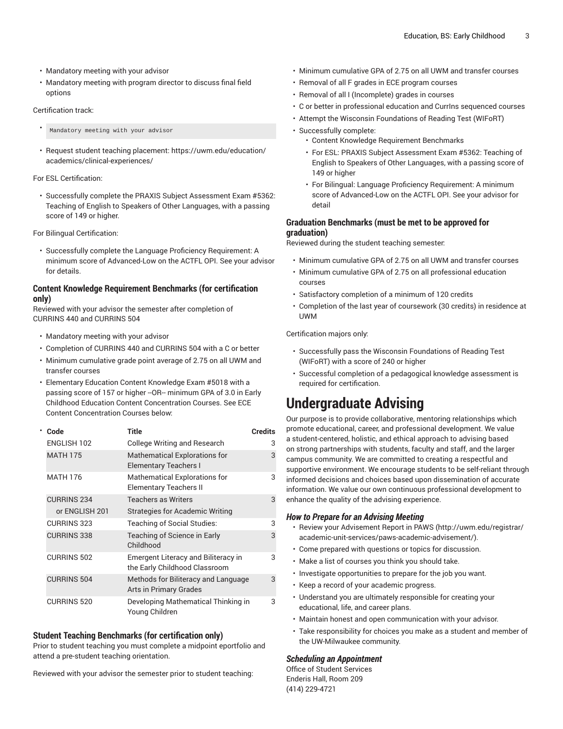- Mandatory meeting with your advisor
- Mandatory meeting with program director to discuss final field options

Certification track:

- `Mandatory meeting with your advisor`
- Request student teaching placement: https://uwm.edu/education/academics/clinical-experiences/

For ESL Certification:

- Successfully complete the PRAXIS Subject Assessment Exam #5362: Teaching of English to Speakers of Other Languages, with a passing score of 149 or higher.

For Bilingual Certification:

- Successfully complete the Language Proficiency Requirement: A minimum score of Advanced-Low on the ACTFL OPI. See your advisor for details.

### Content Knowledge Requirement Benchmarks (for certification only)

Reviewed with your advisor the semester after completion of CURRINS 440 and CURRINS 504

- Mandatory meeting with your advisor
- Completion of CURRINS 440 and CURRINS 504 with a C or better
- Minimum cumulative grade point average of 2.75 on all UWM and transfer courses
- Elementary Education Content Knowledge Exam #5018 with a passing score of 157 or higher --OR-- minimum GPA of 3.0 in Early Childhood Education Content Concentration Courses. See ECE Content Concentration Courses below:

| Code | Title | Credits |
|---|---|---|
| ENGLISH 102 | College Writing and Research | 3 |
| MATH 175 | Mathematical Explorations for Elementary Teachers I | 3 |
| MATH 176 | Mathematical Explorations for Elementary Teachers II | 3 |
| CURRINS 234 | Teachers as Writers | 3 |
| or ENGLISH 201 | Strategies for Academic Writing | |
| CURRINS 323 | Teaching of Social Studies: | 3 |
| CURRINS 338 | Teaching of Science in Early Childhood | 3 |
| CURRINS 502 | Emergent Literacy and Biliteracy in the Early Childhood Classroom | 3 |
| CURRINS 504 | Methods for Biliteracy and Language Arts in Primary Grades | 3 |
| CURRINS 520 | Developing Mathematical Thinking in Young Children | 3 |

### Student Teaching Benchmarks (for certification only)

Prior to student teaching you must complete a midpoint eportfolio and attend a pre-student teaching orientation.

Reviewed with your advisor the semester prior to student teaching:

- Minimum cumulative GPA of 2.75 on all UWM and transfer courses
- Removal of all F grades in ECE program courses
- Removal of all I (Incomplete) grades in courses
- C or better in professional education and CurrIns sequenced courses
- Attempt the Wisconsin Foundations of Reading Test (WIFoRT)
- Successfully complete:
  - Content Knowledge Requirement Benchmarks
  - For ESL: PRAXIS Subject Assessment Exam #5362: Teaching of English to Speakers of Other Languages, with a passing score of 149 or higher
  - For Bilingual: Language Proficiency Requirement: A minimum score of Advanced-Low on the ACTFL OPI. See your advisor for detail

### Graduation Benchmarks (must be met to be approved for graduation)

Reviewed during the student teaching semester:

- Minimum cumulative GPA of 2.75 on all UWM and transfer courses
- Minimum cumulative GPA of 2.75 on all professional education courses
- Satisfactory completion of a minimum of 120 credits
- Completion of the last year of coursework (30 credits) in residence at UWM

Certification majors only:

- Successfully pass the Wisconsin Foundations of Reading Test (WIFoRT) with a score of 240 or higher
- Successful completion of a pedagogical knowledge assessment is required for certification.

# Undergraduate Advising

Our purpose is to provide collaborative, mentoring relationships which promote educational, career, and professional development. We value a student-centered, holistic, and ethical approach to advising based on strong partnerships with students, faculty and staff, and the larger campus community. We are committed to creating a respectful and supportive environment. We encourage students to be self-reliant through informed decisions and choices based upon dissemination of accurate information. We value our own continuous professional development to enhance the quality of the advising experience.

### *How to Prepare for an Advising Meeting*

- Review your Advisement Report in PAWS (http://uwm.edu/registrar/academic-unit-services/paws-academic-advisement/).
- Come prepared with questions or topics for discussion.
- Make a list of courses you think you should take.
- Investigate opportunities to prepare for the job you want.
- Keep a record of your academic progress.
- Understand you are ultimately responsible for creating your educational, life, and career plans.
- Maintain honest and open communication with your advisor.
- Take responsibility for choices you make as a student and member of the UW-Milwaukee community.

### *Scheduling an Appointment*

Office of Student Services
Enderis Hall, Room 209
(414) 229-4721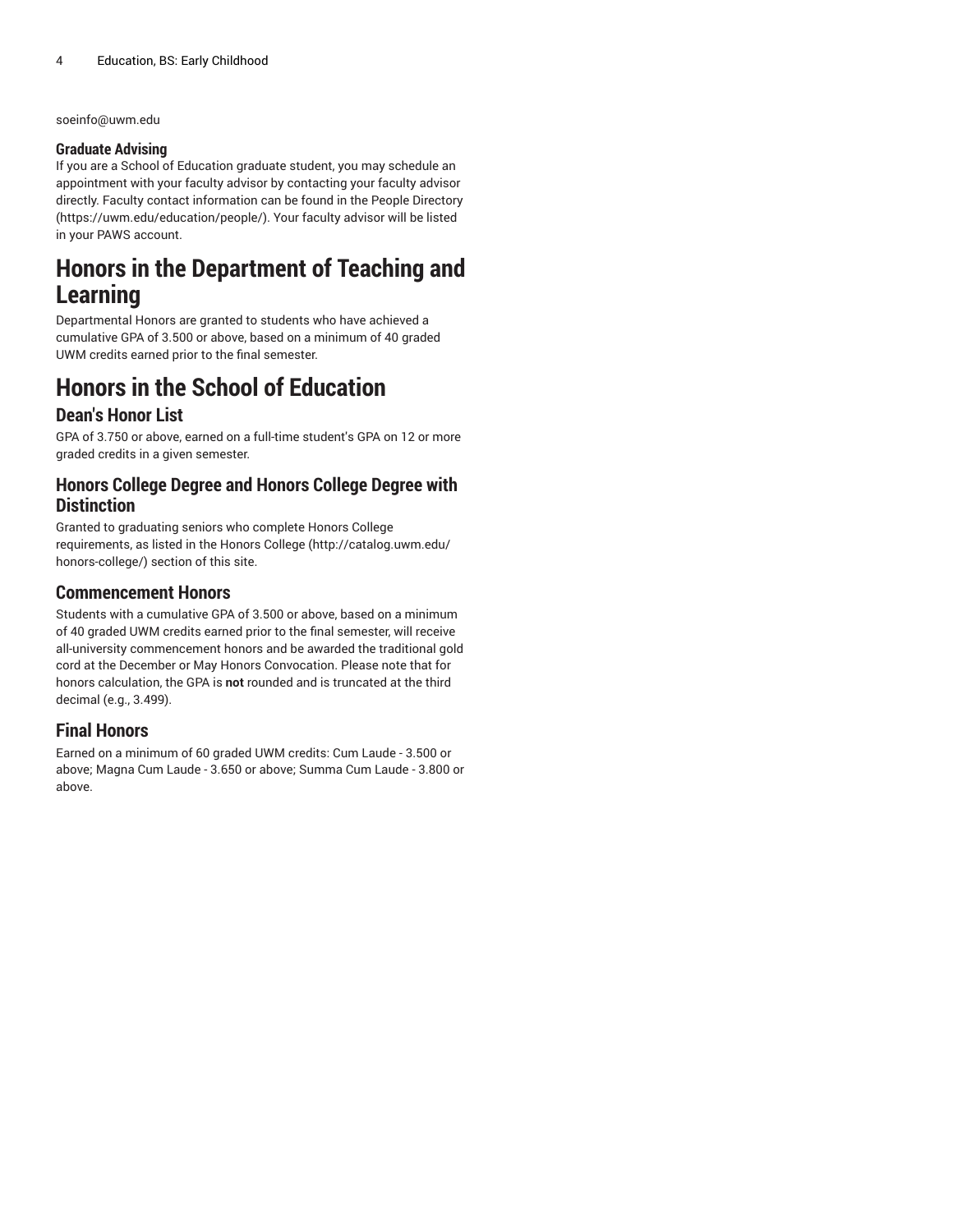soeinfo@uwm.edu

**Graduate Advising**
If you are a School of Education graduate student, you may schedule an appointment with your faculty advisor by contacting your faculty advisor directly. Faculty contact information can be found in the People Directory (https://uwm.edu/education/people/). Your faculty advisor will be listed in your PAWS account.

# Honors in the Department of Teaching and Learning

Departmental Honors are granted to students who have achieved a cumulative GPA of 3.500 or above, based on a minimum of 40 graded UWM credits earned prior to the final semester.

# Honors in the School of Education

## Dean's Honor List

GPA of 3.750 or above, earned on a full-time student's GPA on 12 or more graded credits in a given semester.

## Honors College Degree and Honors College Degree with Distinction

Granted to graduating seniors who complete Honors College requirements, as listed in the Honors College (http://catalog.uwm.edu/honors-college/) section of this site.

## Commencement Honors

Students with a cumulative GPA of 3.500 or above, based on a minimum of 40 graded UWM credits earned prior to the final semester, will receive all-university commencement honors and be awarded the traditional gold cord at the December or May Honors Convocation. Please note that for honors calculation, the GPA is **not** rounded and is truncated at the third decimal (e.g., 3.499).

## Final Honors

Earned on a minimum of 60 graded UWM credits: Cum Laude - 3.500 or above; Magna Cum Laude - 3.650 or above; Summa Cum Laude - 3.800 or above.